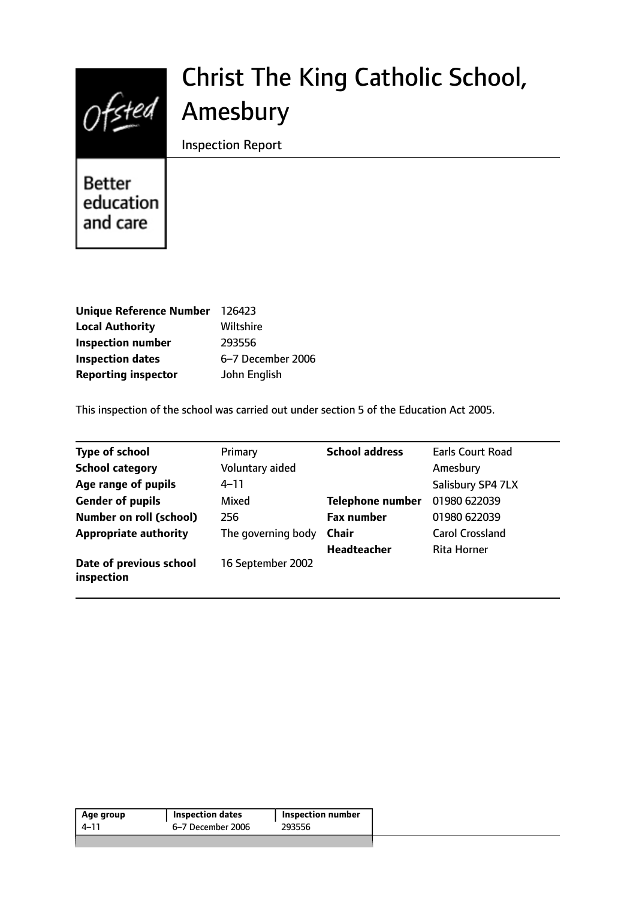Ofsted

Better education and care

# Christ The King Catholic School, Amesbury

Inspection Report

| | |
|---|---|
| **Unique Reference Number** | 126423 |
| **Local Authority** | Wiltshire |
| **Inspection number** | 293556 |
| **Inspection dates** | 6–7 December 2006 |
| **Reporting inspector** | John English |

This inspection of the school was carried out under section 5 of the Education Act 2005.

| | | | |
|---|---|---|---|
| **Type of school** | Primary | **School address** | Earls Court Road |
| **School category** | Voluntary aided | | Amesbury |
| **Age range of pupils** | 4–11 | | Salisbury SP4 7LX |
| **Gender of pupils** | Mixed | **Telephone number** | 01980 622039 |
| **Number on roll (school)** | 256 | **Fax number** | 01980 622039 |
| **Appropriate authority** | The governing body | **Chair** | Carol Crossland |
| | | **Headteacher** | Rita Horner |
| **Date of previous school inspection** | 16 September 2002 | | |

| Age group | Inspection dates | Inspection number |
|---|---|---|
| 4–11 | 6–7 December 2006 | 293556 |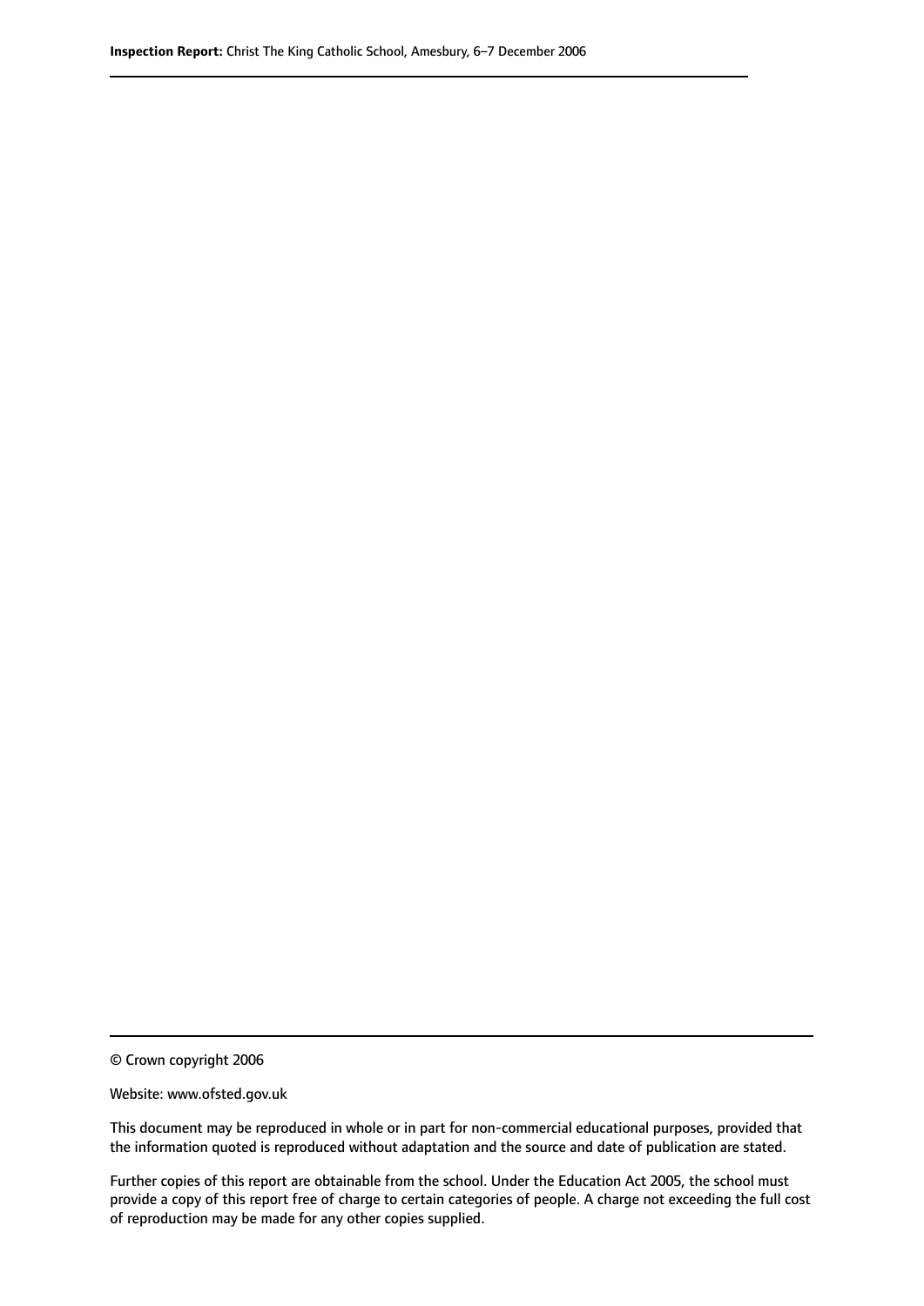© Crown copyright 2006

Website: www.ofsted.gov.uk

This document may be reproduced in whole or in part for non-commercial educational purposes, provided that the information quoted is reproduced without adaptation and the source and date of publication are stated.

Further copies of this report are obtainable from the school. Under the Education Act 2005, the school must provide a copy of this report free of charge to certain categories of people. A charge not exceeding the full cost of reproduction may be made for any other copies supplied.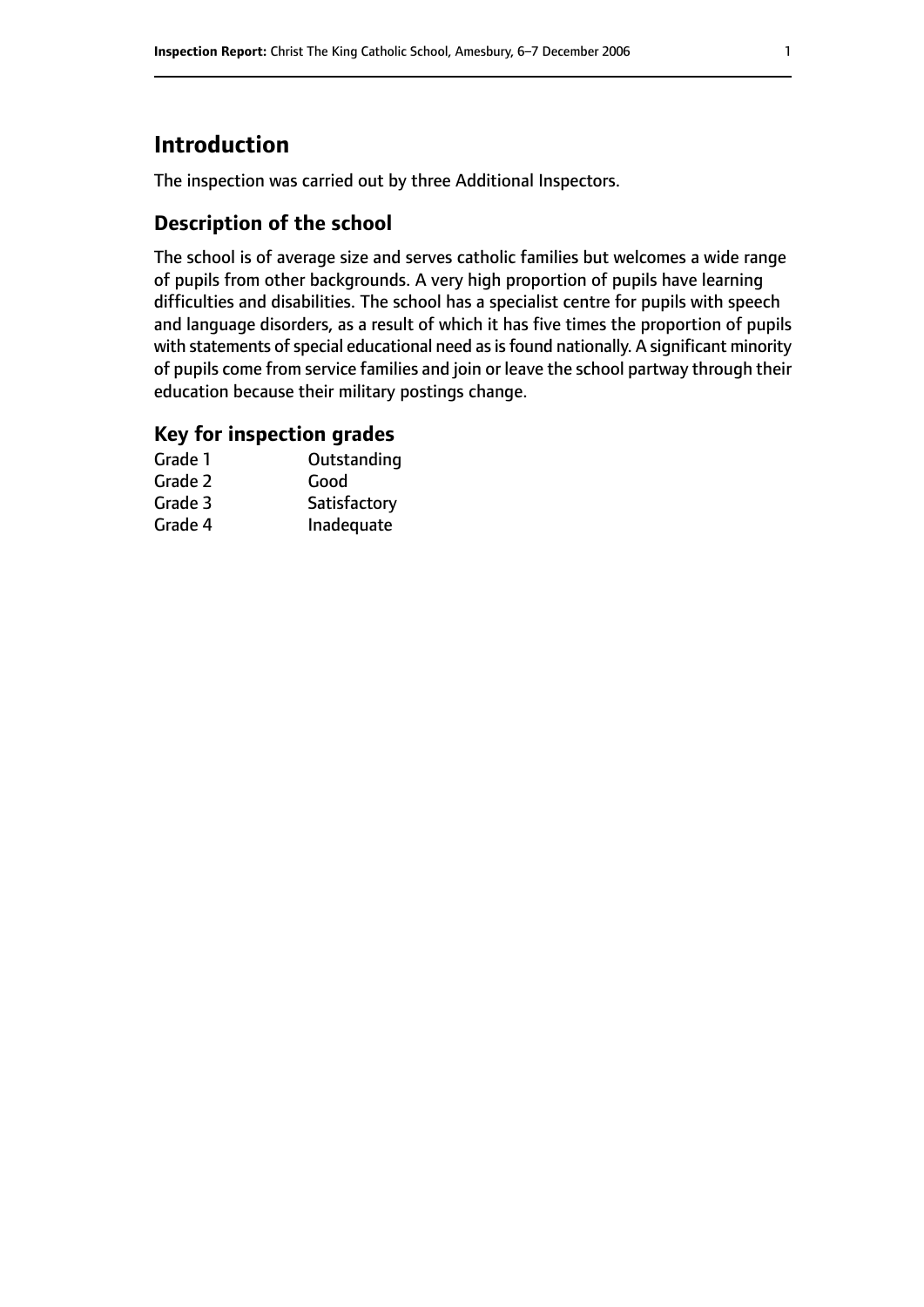## Introduction

The inspection was carried out by three Additional Inspectors.

### Description of the school

The school is of average size and serves catholic families but welcomes a wide range of pupils from other backgrounds. A very high proportion of pupils have learning difficulties and disabilities. The school has a specialist centre for pupils with speech and language disorders, as a result of which it has five times the proportion of pupils with statements of special educational need as is found nationally. A significant minority of pupils come from service families and join or leave the school partway through their education because their military postings change.

### Key for inspection grades

| | |
|---|---|
| Grade 1 | Outstanding |
| Grade 2 | Good |
| Grade 3 | Satisfactory |
| Grade 4 | Inadequate |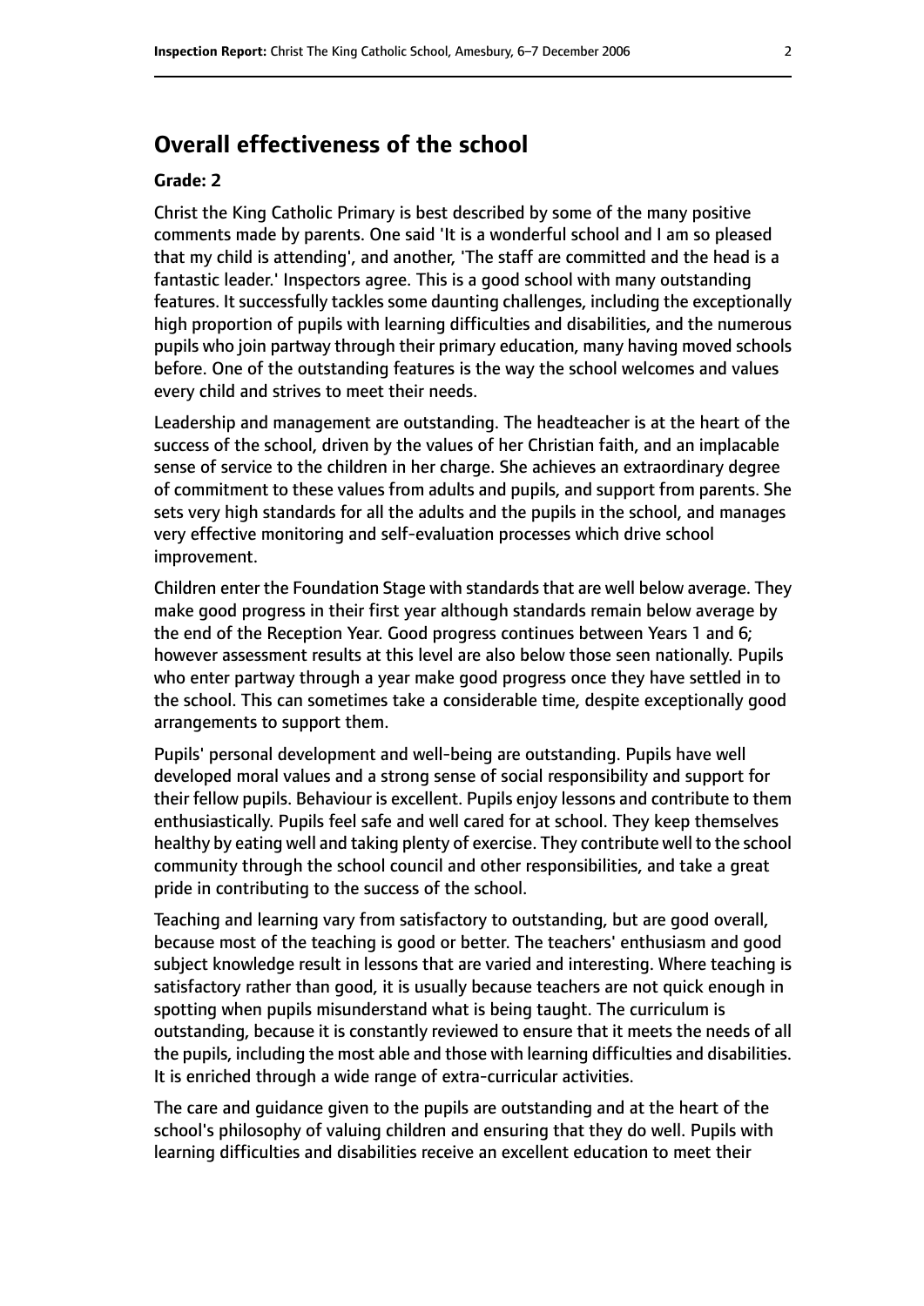## Overall effectiveness of the school

### Grade: 2

Christ the King Catholic Primary is best described by some of the many positive comments made by parents. One said 'It is a wonderful school and I am so pleased that my child is attending', and another, 'The staff are committed and the head is a fantastic leader.' Inspectors agree. This is a good school with many outstanding features. It successfully tackles some daunting challenges, including the exceptionally high proportion of pupils with learning difficulties and disabilities, and the numerous pupils who join partway through their primary education, many having moved schools before. One of the outstanding features is the way the school welcomes and values every child and strives to meet their needs.

Leadership and management are outstanding. The headteacher is at the heart of the success of the school, driven by the values of her Christian faith, and an implacable sense of service to the children in her charge. She achieves an extraordinary degree of commitment to these values from adults and pupils, and support from parents. She sets very high standards for all the adults and the pupils in the school, and manages very effective monitoring and self-evaluation processes which drive school improvement.

Children enter the Foundation Stage with standards that are well below average. They make good progress in their first year although standards remain below average by the end of the Reception Year. Good progress continues between Years 1 and 6; however assessment results at this level are also below those seen nationally. Pupils who enter partway through a year make good progress once they have settled in to the school. This can sometimes take a considerable time, despite exceptionally good arrangements to support them.

Pupils' personal development and well-being are outstanding. Pupils have well developed moral values and a strong sense of social responsibility and support for their fellow pupils. Behaviour is excellent. Pupils enjoy lessons and contribute to them enthusiastically. Pupils feel safe and well cared for at school. They keep themselves healthy by eating well and taking plenty of exercise. They contribute well to the school community through the school council and other responsibilities, and take a great pride in contributing to the success of the school.

Teaching and learning vary from satisfactory to outstanding, but are good overall, because most of the teaching is good or better. The teachers' enthusiasm and good subject knowledge result in lessons that are varied and interesting. Where teaching is satisfactory rather than good, it is usually because teachers are not quick enough in spotting when pupils misunderstand what is being taught. The curriculum is outstanding, because it is constantly reviewed to ensure that it meets the needs of all the pupils, including the most able and those with learning difficulties and disabilities. It is enriched through a wide range of extra-curricular activities.

The care and guidance given to the pupils are outstanding and at the heart of the school's philosophy of valuing children and ensuring that they do well. Pupils with learning difficulties and disabilities receive an excellent education to meet their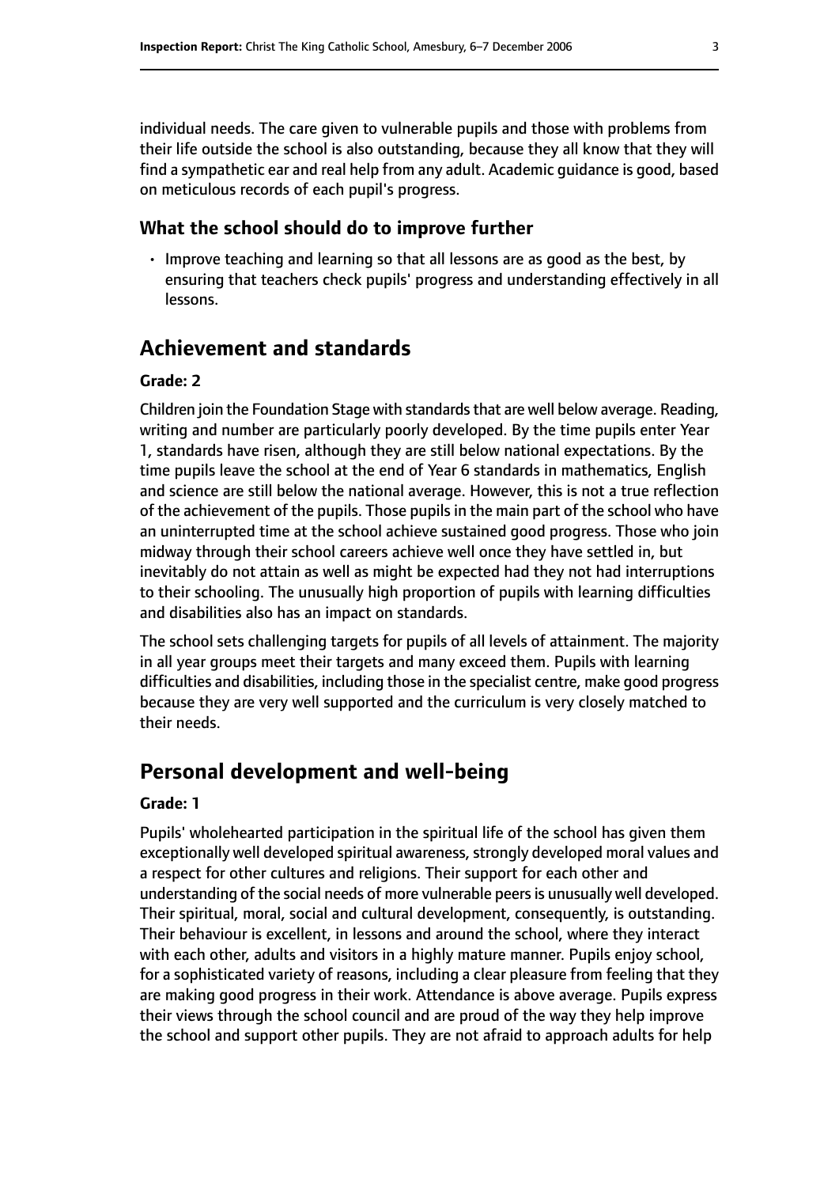individual needs. The care given to vulnerable pupils and those with problems from their life outside the school is also outstanding, because they all know that they will find a sympathetic ear and real help from any adult. Academic guidance is good, based on meticulous records of each pupil's progress.

### What the school should do to improve further

- Improve teaching and learning so that all lessons are as good as the best, by ensuring that teachers check pupils' progress and understanding effectively in all lessons.

## Achievement and standards

#### Grade: 2

Children join the Foundation Stage with standards that are well below average. Reading, writing and number are particularly poorly developed. By the time pupils enter Year 1, standards have risen, although they are still below national expectations. By the time pupils leave the school at the end of Year 6 standards in mathematics, English and science are still below the national average. However, this is not a true reflection of the achievement of the pupils. Those pupils in the main part of the school who have an uninterrupted time at the school achieve sustained good progress. Those who join midway through their school careers achieve well once they have settled in, but inevitably do not attain as well as might be expected had they not had interruptions to their schooling. The unusually high proportion of pupils with learning difficulties and disabilities also has an impact on standards.

The school sets challenging targets for pupils of all levels of attainment. The majority in all year groups meet their targets and many exceed them. Pupils with learning difficulties and disabilities, including those in the specialist centre, make good progress because they are very well supported and the curriculum is very closely matched to their needs.

## Personal development and well-being

#### Grade: 1

Pupils' wholehearted participation in the spiritual life of the school has given them exceptionally well developed spiritual awareness, strongly developed moral values and a respect for other cultures and religions. Their support for each other and understanding of the social needs of more vulnerable peers is unusually well developed. Their spiritual, moral, social and cultural development, consequently, is outstanding. Their behaviour is excellent, in lessons and around the school, where they interact with each other, adults and visitors in a highly mature manner. Pupils enjoy school, for a sophisticated variety of reasons, including a clear pleasure from feeling that they are making good progress in their work. Attendance is above average. Pupils express their views through the school council and are proud of the way they help improve the school and support other pupils. They are not afraid to approach adults for help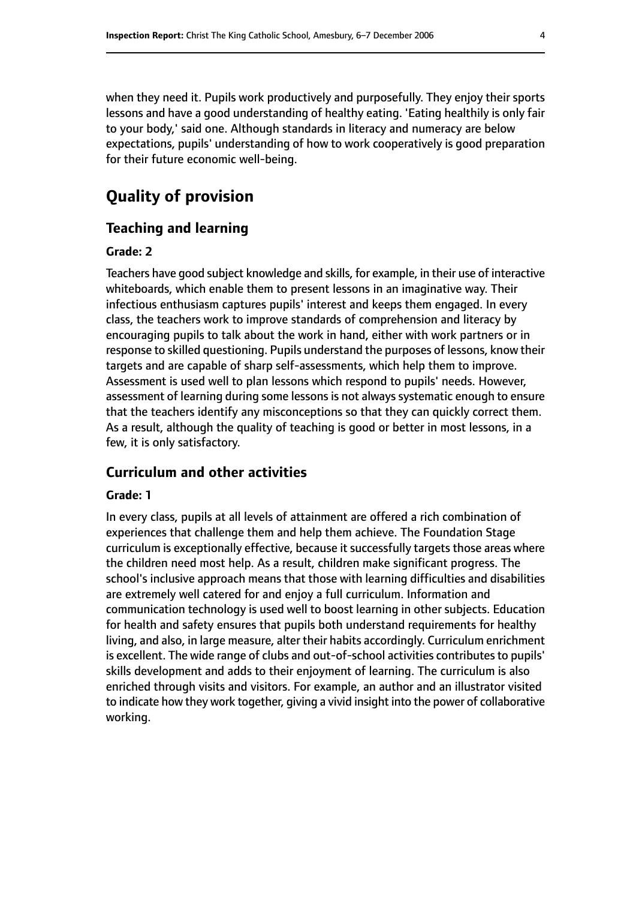when they need it. Pupils work productively and purposefully. They enjoy their sports lessons and have a good understanding of healthy eating. 'Eating healthily is only fair to your body,' said one. Although standards in literacy and numeracy are below expectations, pupils' understanding of how to work cooperatively is good preparation for their future economic well-being.

# Quality of provision

## Teaching and learning

### Grade: 2

Teachers have good subject knowledge and skills, for example, in their use of interactive whiteboards, which enable them to present lessons in an imaginative way. Their infectious enthusiasm captures pupils' interest and keeps them engaged. In every class, the teachers work to improve standards of comprehension and literacy by encouraging pupils to talk about the work in hand, either with work partners or in response to skilled questioning. Pupils understand the purposes of lessons, know their targets and are capable of sharp self-assessments, which help them to improve. Assessment is used well to plan lessons which respond to pupils' needs. However, assessment of learning during some lessons is not always systematic enough to ensure that the teachers identify any misconceptions so that they can quickly correct them. As a result, although the quality of teaching is good or better in most lessons, in a few, it is only satisfactory.

## Curriculum and other activities

### Grade: 1

In every class, pupils at all levels of attainment are offered a rich combination of experiences that challenge them and help them achieve. The Foundation Stage curriculum is exceptionally effective, because it successfully targets those areas where the children need most help. As a result, children make significant progress. The school's inclusive approach means that those with learning difficulties and disabilities are extremely well catered for and enjoy a full curriculum. Information and communication technology is used well to boost learning in other subjects. Education for health and safety ensures that pupils both understand requirements for healthy living, and also, in large measure, alter their habits accordingly. Curriculum enrichment is excellent. The wide range of clubs and out-of-school activities contributes to pupils' skills development and adds to their enjoyment of learning. The curriculum is also enriched through visits and visitors. For example, an author and an illustrator visited to indicate how they work together, giving a vivid insight into the power of collaborative working.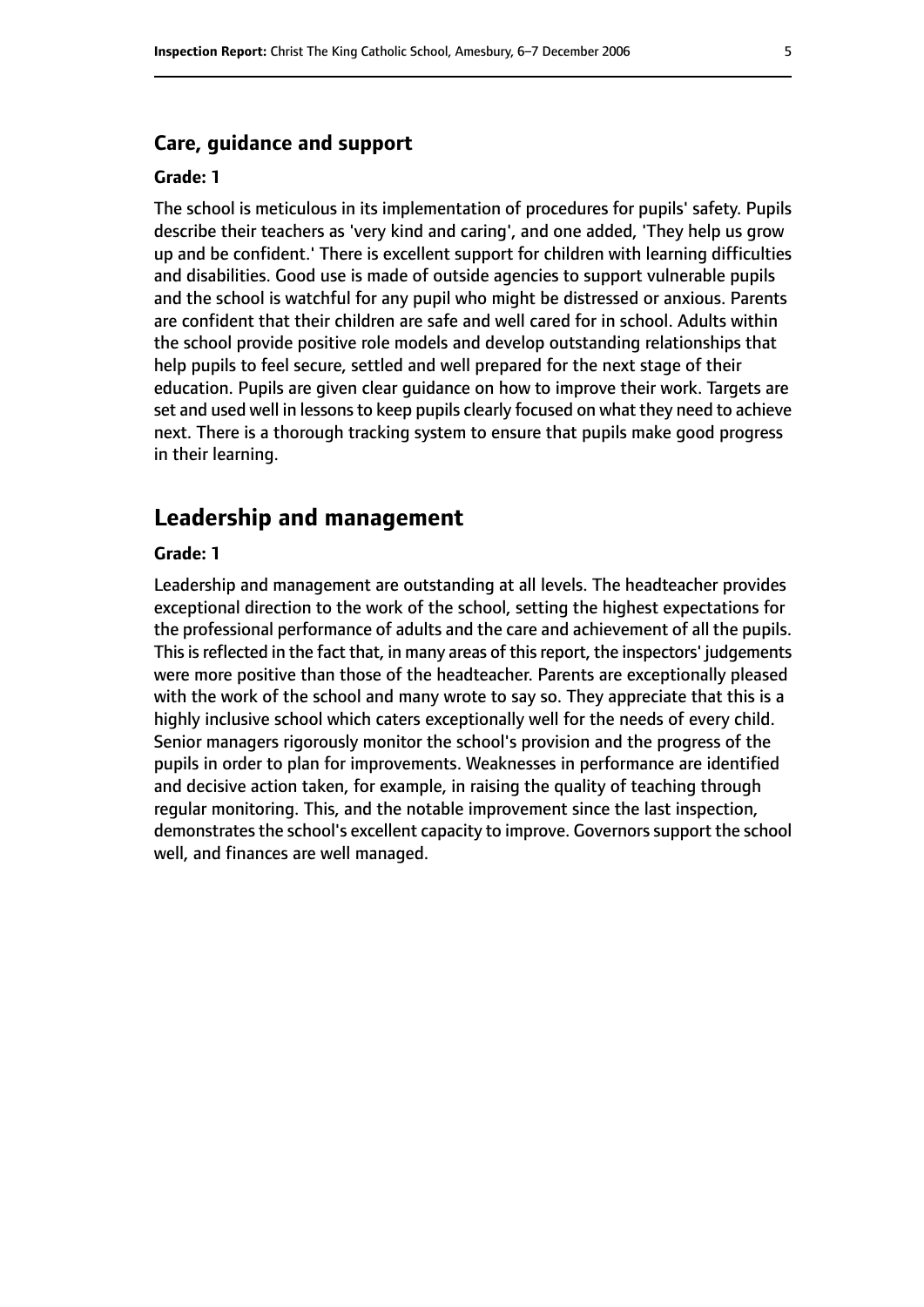### Care, guidance and support

**Grade: 1**

The school is meticulous in its implementation of procedures for pupils' safety. Pupils describe their teachers as 'very kind and caring', and one added, 'They help us grow up and be confident.' There is excellent support for children with learning difficulties and disabilities. Good use is made of outside agencies to support vulnerable pupils and the school is watchful for any pupil who might be distressed or anxious. Parents are confident that their children are safe and well cared for in school. Adults within the school provide positive role models and develop outstanding relationships that help pupils to feel secure, settled and well prepared for the next stage of their education. Pupils are given clear guidance on how to improve their work. Targets are set and used well in lessons to keep pupils clearly focused on what they need to achieve next. There is a thorough tracking system to ensure that pupils make good progress in their learning.

## Leadership and management

**Grade: 1**

Leadership and management are outstanding at all levels. The headteacher provides exceptional direction to the work of the school, setting the highest expectations for the professional performance of adults and the care and achievement of all the pupils. This is reflected in the fact that, in many areas of this report, the inspectors' judgements were more positive than those of the headteacher. Parents are exceptionally pleased with the work of the school and many wrote to say so. They appreciate that this is a highly inclusive school which caters exceptionally well for the needs of every child. Senior managers rigorously monitor the school's provision and the progress of the pupils in order to plan for improvements. Weaknesses in performance are identified and decisive action taken, for example, in raising the quality of teaching through regular monitoring. This, and the notable improvement since the last inspection, demonstrates the school's excellent capacity to improve. Governors support the school well, and finances are well managed.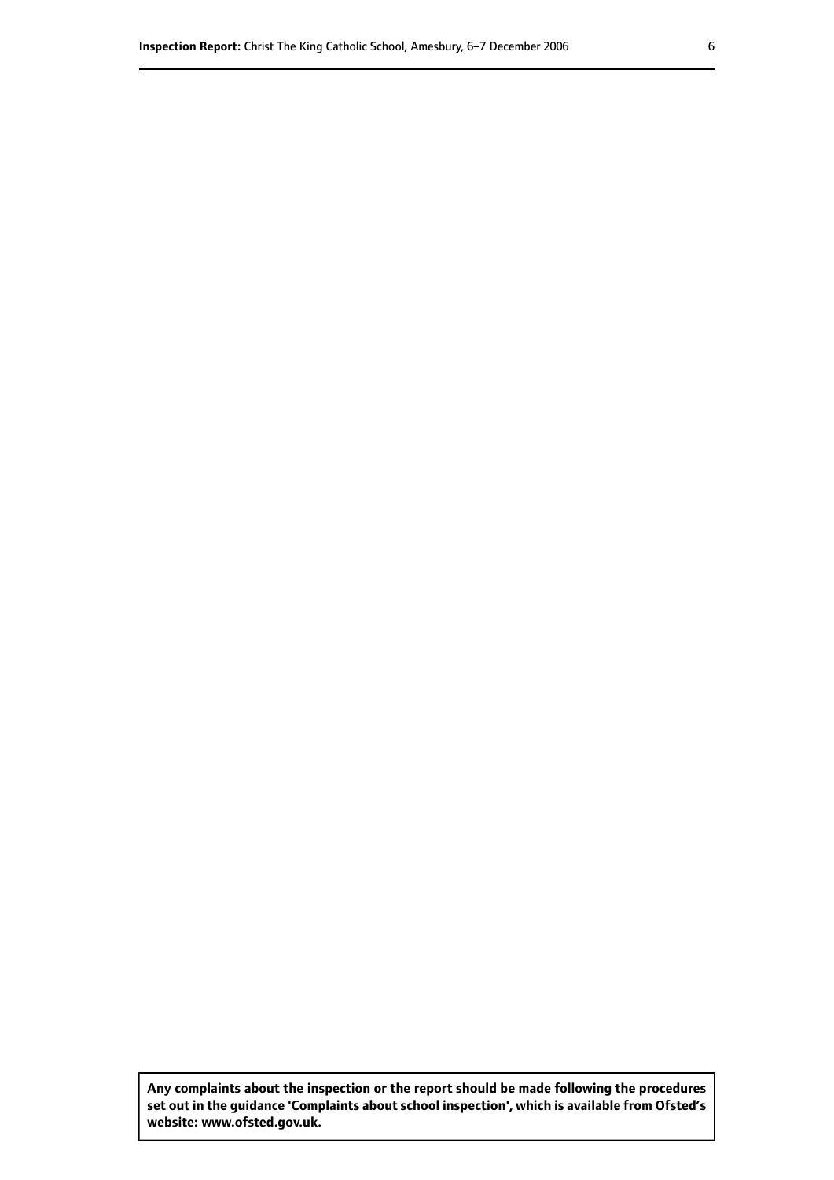**Any complaints about the inspection or the report should be made following the procedures set out in the guidance 'Complaints about school inspection', which is available from Ofsted's website: www.ofsted.gov.uk.**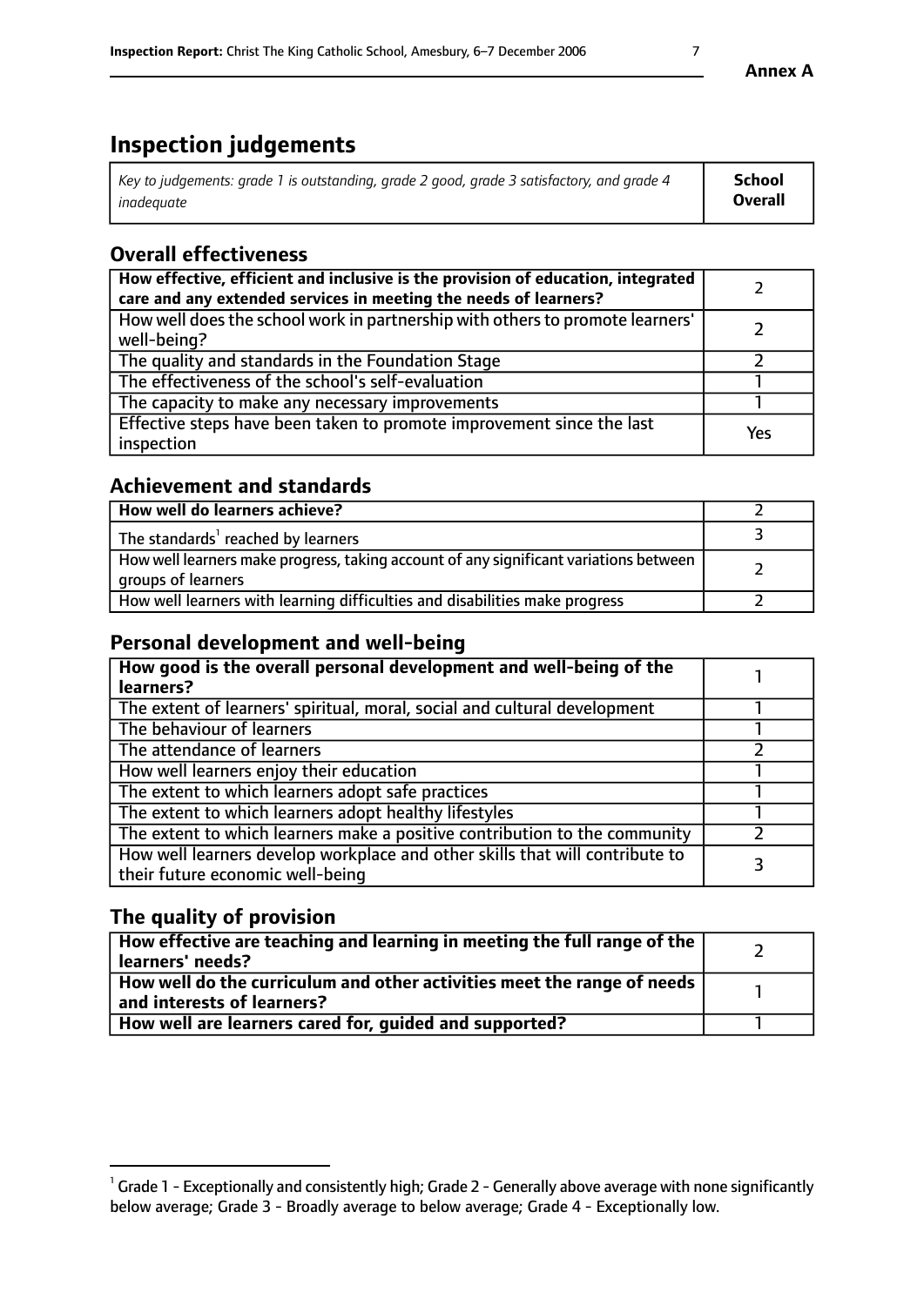**Annex A**

# Inspection judgements

| *Key to judgements: grade 1 is outstanding, grade 2 good, grade 3 satisfactory, and grade 4 inadequate* | **School Overall** |
|---|---|

## Overall effectiveness

| | |
|---|---|
| **How effective, efficient and inclusive is the provision of education, integrated care and any extended services in meeting the needs of learners?** | 2 |
| How well does the school work in partnership with others to promote learners' well-being? | 2 |
| The quality and standards in the Foundation Stage | 2 |
| The effectiveness of the school's self-evaluation | 1 |
| The capacity to make any necessary improvements | 1 |
| Effective steps have been taken to promote improvement since the last inspection | Yes |

## Achievement and standards

| | |
|---|---|
| **How well do learners achieve?** | 2 |
| The standards[1] reached by learners | 3 |
| How well learners make progress, taking account of any significant variations between groups of learners | 2 |
| How well learners with learning difficulties and disabilities make progress | 2 |

## Personal development and well-being

| | |
|---|---|
| **How good is the overall personal development and well-being of the learners?** | 1 |
| The extent of learners' spiritual, moral, social and cultural development | 1 |
| The behaviour of learners | 1 |
| The attendance of learners | 2 |
| How well learners enjoy their education | 1 |
| The extent to which learners adopt safe practices | 1 |
| The extent to which learners adopt healthy lifestyles | 1 |
| The extent to which learners make a positive contribution to the community | 2 |
| How well learners develop workplace and other skills that will contribute to their future economic well-being | 3 |

## The quality of provision

| | |
|---|---|
| **How effective are teaching and learning in meeting the full range of the learners' needs?** | 2 |
| **How well do the curriculum and other activities meet the range of needs and interests of learners?** | 1 |
| **How well are learners cared for, guided and supported?** | 1 |

[1] Grade 1 - Exceptionally and consistently high; Grade 2 - Generally above average with none significantly below average; Grade 3 - Broadly average to below average; Grade 4 - Exceptionally low.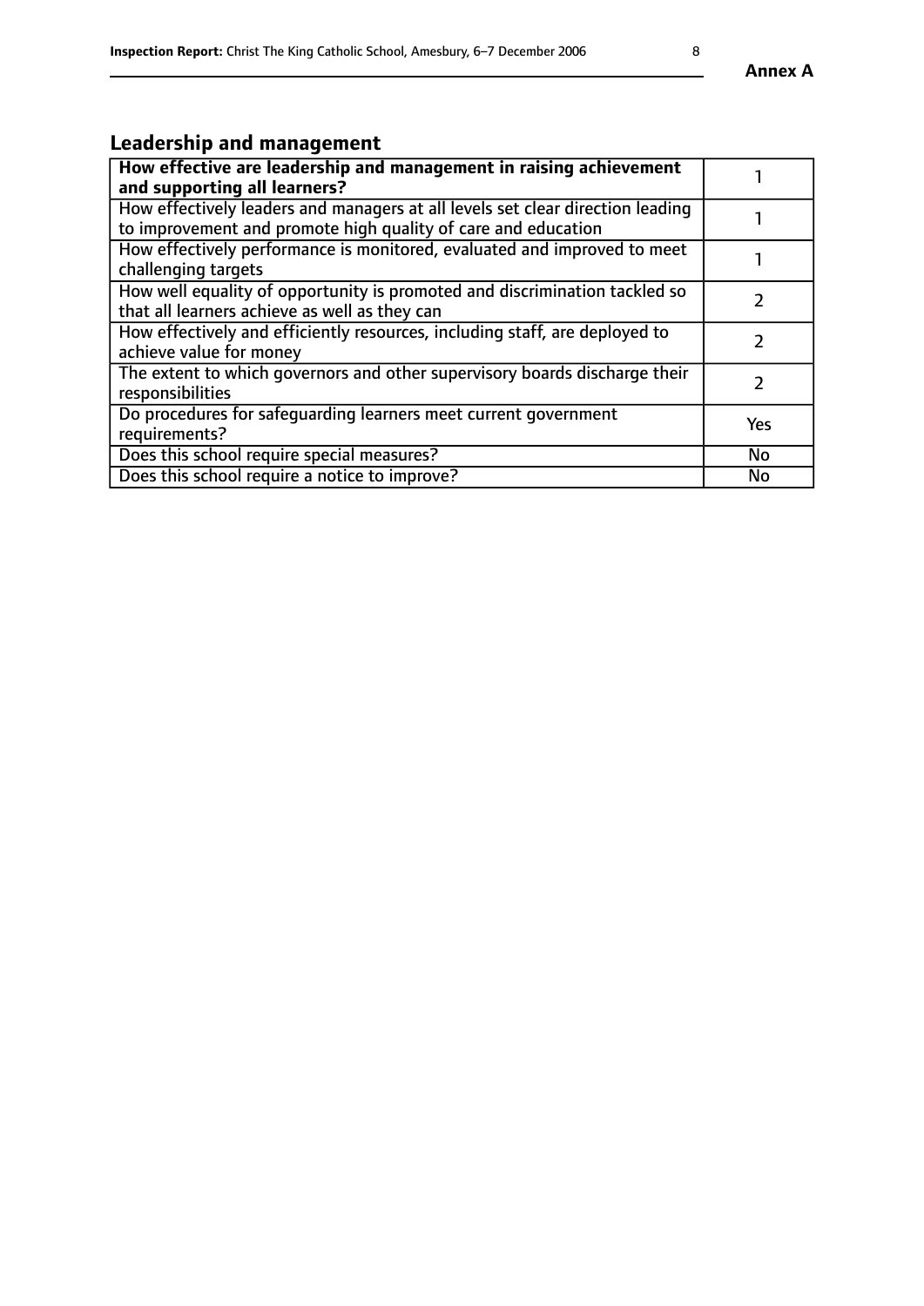## Leadership and management

| **How effective are leadership and management in raising achievement and supporting all learners?** | 1 |
|---|---|
| How effectively leaders and managers at all levels set clear direction leading to improvement and promote high quality of care and education | 1 |
| How effectively performance is monitored, evaluated and improved to meet challenging targets | 1 |
| How well equality of opportunity is promoted and discrimination tackled so that all learners achieve as well as they can | 2 |
| How effectively and efficiently resources, including staff, are deployed to achieve value for money | 2 |
| The extent to which governors and other supervisory boards discharge their responsibilities | 2 |
| Do procedures for safeguarding learners meet current government requirements? | Yes |
| Does this school require special measures? | No |
| Does this school require a notice to improve? | No |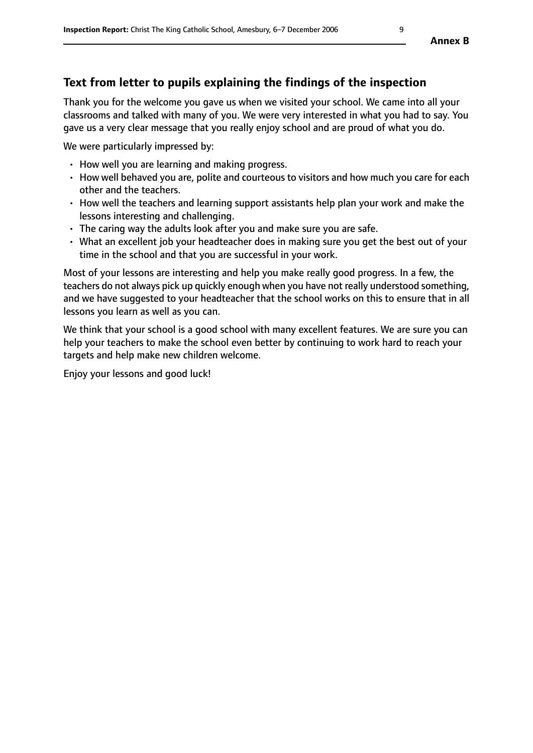## Text from letter to pupils explaining the findings of the inspection

Thank you for the welcome you gave us when we visited your school. We came into all your classrooms and talked with many of you. We were very interested in what you had to say. You gave us a very clear message that you really enjoy school and are proud of what you do.

We were particularly impressed by:

- How well you are learning and making progress.
- How well behaved you are, polite and courteous to visitors and how much you care for each other and the teachers.
- How well the teachers and learning support assistants help plan your work and make the lessons interesting and challenging.
- The caring way the adults look after you and make sure you are safe.
- What an excellent job your headteacher does in making sure you get the best out of your time in the school and that you are successful in your work.

Most of your lessons are interesting and help you make really good progress. In a few, the teachers do not always pick up quickly enough when you have not really understood something, and we have suggested to your headteacher that the school works on this to ensure that in all lessons you learn as well as you can.

We think that your school is a good school with many excellent features. We are sure you can help your teachers to make the school even better by continuing to work hard to reach your targets and help make new children welcome.

Enjoy your lessons and good luck!